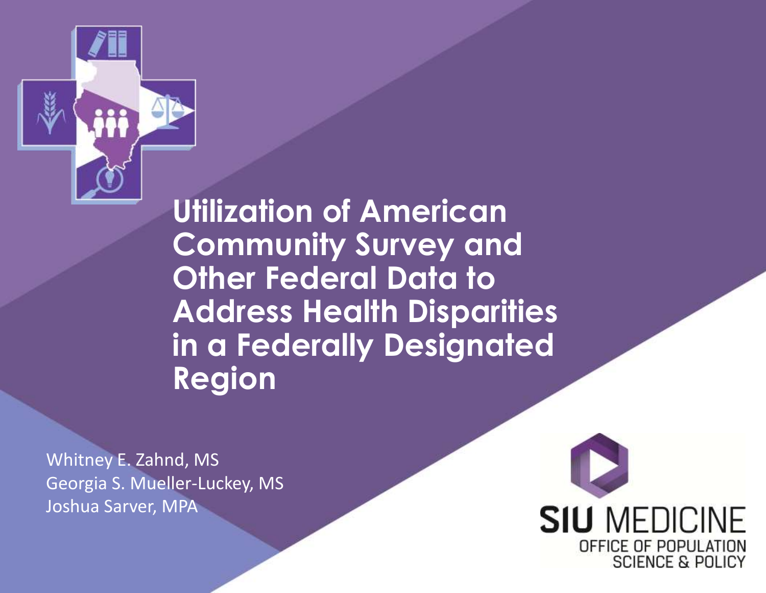# Utilization of American Community Survey and Other Federal Data to Address Health Disparities in a Federally Designated Region

Whitney E. Zahnd, MS
Georgia S. Mueller-Luckey, MS
Joshua Sarver, MPA

SIU MEDICINE
OFFICE OF POPULATION SCIENCE & POLICY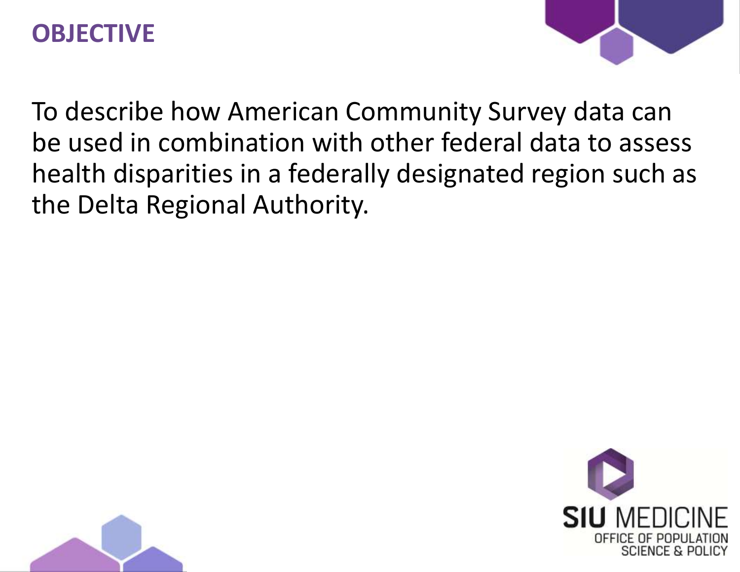# OBJECTIVE

To describe how American Community Survey data can be used in combination with other federal data to assess health disparities in a federally designated region such as the Delta Regional Authority.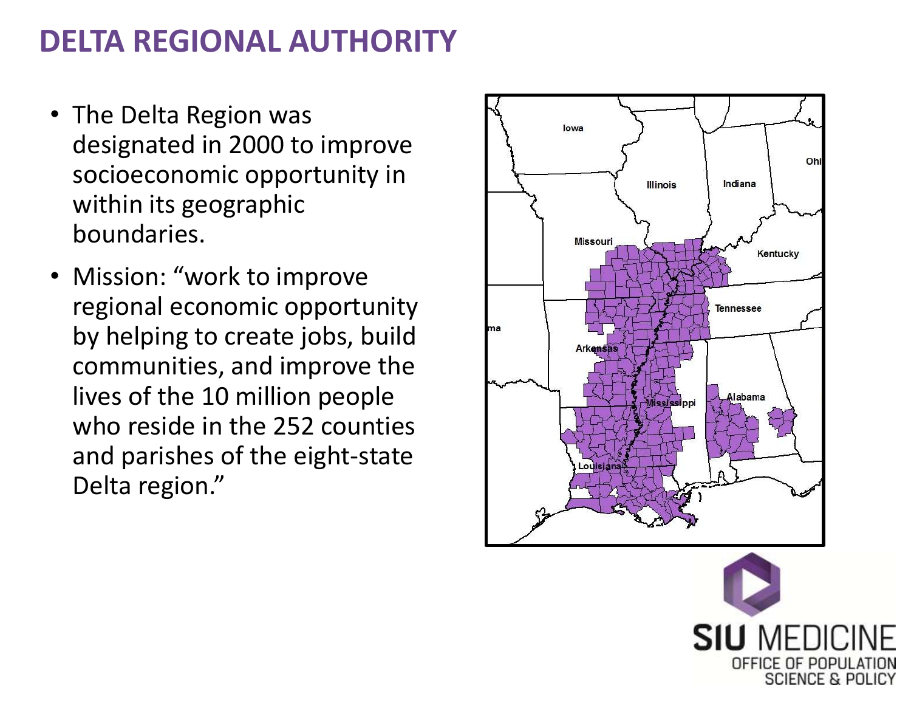# DELTA REGIONAL AUTHORITY

- The Delta Region was designated in 2000 to improve socioeconomic opportunity in within its geographic boundaries.
- Mission: "work to improve regional economic opportunity by helping to create jobs, build communities, and improve the lives of the 10 million people who reside in the 252 counties and parishes of the eight-state Delta region."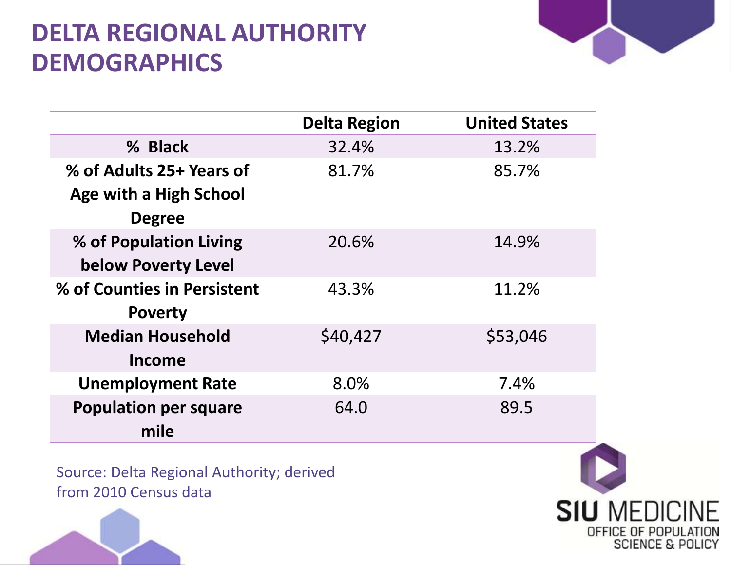# DELTA REGIONAL AUTHORITY DEMOGRAPHICS

| | Delta Region | United States |
|---|---|---|
| % Black | 32.4% | 13.2% |
| % of Adults 25+ Years of Age with a High School Degree | 81.7% | 85.7% |
| % of Population Living below Poverty Level | 20.6% | 14.9% |
| % of Counties in Persistent Poverty | 43.3% | 11.2% |
| Median Household Income | $40,427 | $53,046 |
| Unemployment Rate | 8.0% | 7.4% |
| Population per square mile | 64.0 | 89.5 |

Source: Delta Regional Authority; derived from 2010 Census data

SIU MEDICINE
OFFICE OF POPULATION SCIENCE & POLICY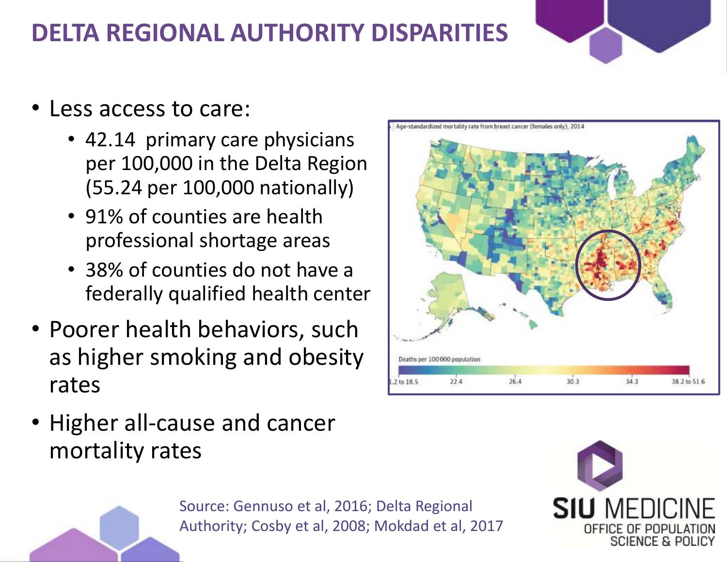# DELTA REGIONAL AUTHORITY DISPARITIES

- Less access to care:
  - 42.14 primary care physicians per 100,000 in the Delta Region (55.24 per 100,000 nationally)
  - 91% of counties are health professional shortage areas
  - 38% of counties do not have a federally qualified health center
- Poorer health behaviors, such as higher smoking and obesity rates
- Higher all-cause and cancer mortality rates

Age-standardized mortality rate from breast cancer (females only), 2014

Deaths per 100 000 population

1.2 to 18.5 | 22.4 | 26.4 | 30.3 | 34.3 | 38.2 to 51.6

Source: Gennuso et al, 2016; Delta Regional Authority; Cosby et al, 2008; Mokdad et al, 2017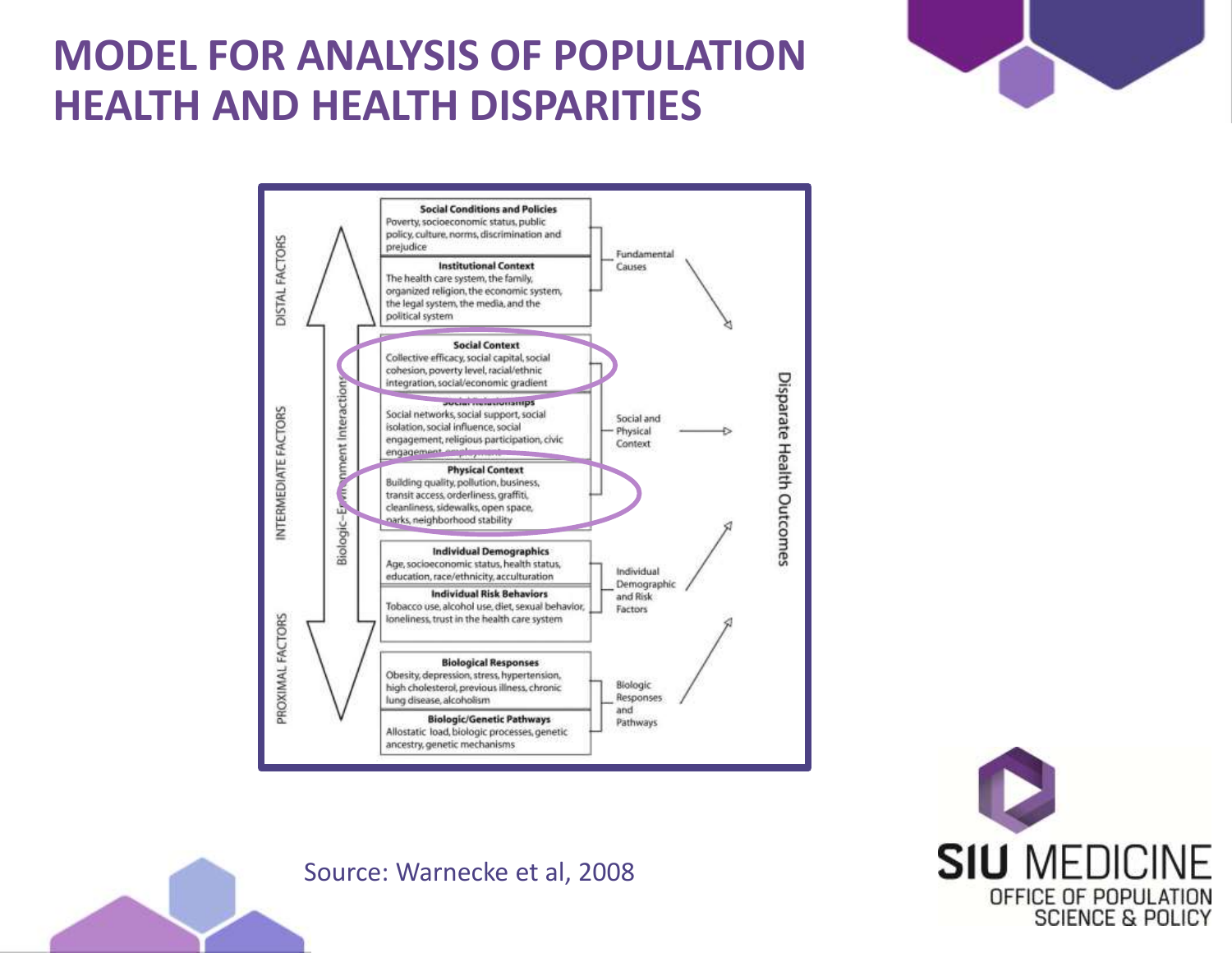# MODEL FOR ANALYSIS OF POPULATION HEALTH AND HEALTH DISPARITIES

| Level | Factors | Grouping |
|---|---|---|
| DISTAL FACTORS | **Social Conditions and Policies** Poverty, socioeconomic status, public policy, culture, norms, discrimination and prejudice | Fundamental Causes |
| | **Institutional Context** The health care system, the family, organized religion, the economic system, the legal system, the media, and the political system | |
| INTERMEDIATE FACTORS | **Social Context** Collective efficacy, social capital, social cohesion, poverty level, racial/ethnic integration, social/economic gradient | Social and Physical Context |
| | **Social Relationships** Social networks, social support, social isolation, social influence, social engagement, religious participation, civic engagement, employment | |
| | **Physical Context** Building quality, pollution, business, transit access, orderliness, graffiti, cleanliness, sidewalks, open space, parks, neighborhood stability | |
| | **Individual Demographics** Age, socioeconomic status, health status, education, race/ethnicity, acculturation | Individual Demographic and Risk Factors |
| PROXIMAL FACTORS | **Individual Risk Behaviors** Tobacco use, alcohol use, diet, sexual behavior, loneliness, trust in the health care system | |
| | **Biological Responses** Obesity, depression, stress, hypertension, high cholesterol, previous illness, chronic lung disease, alcoholism | Biologic Responses and Pathways |
| | **Biologic/Genetic Pathways** Allostatic load, biologic processes, genetic ancestry, genetic mechanisms | |

Biologic–Environment Interactions

All groupings → Disparate Health Outcomes

Source: Warnecke et al, 2008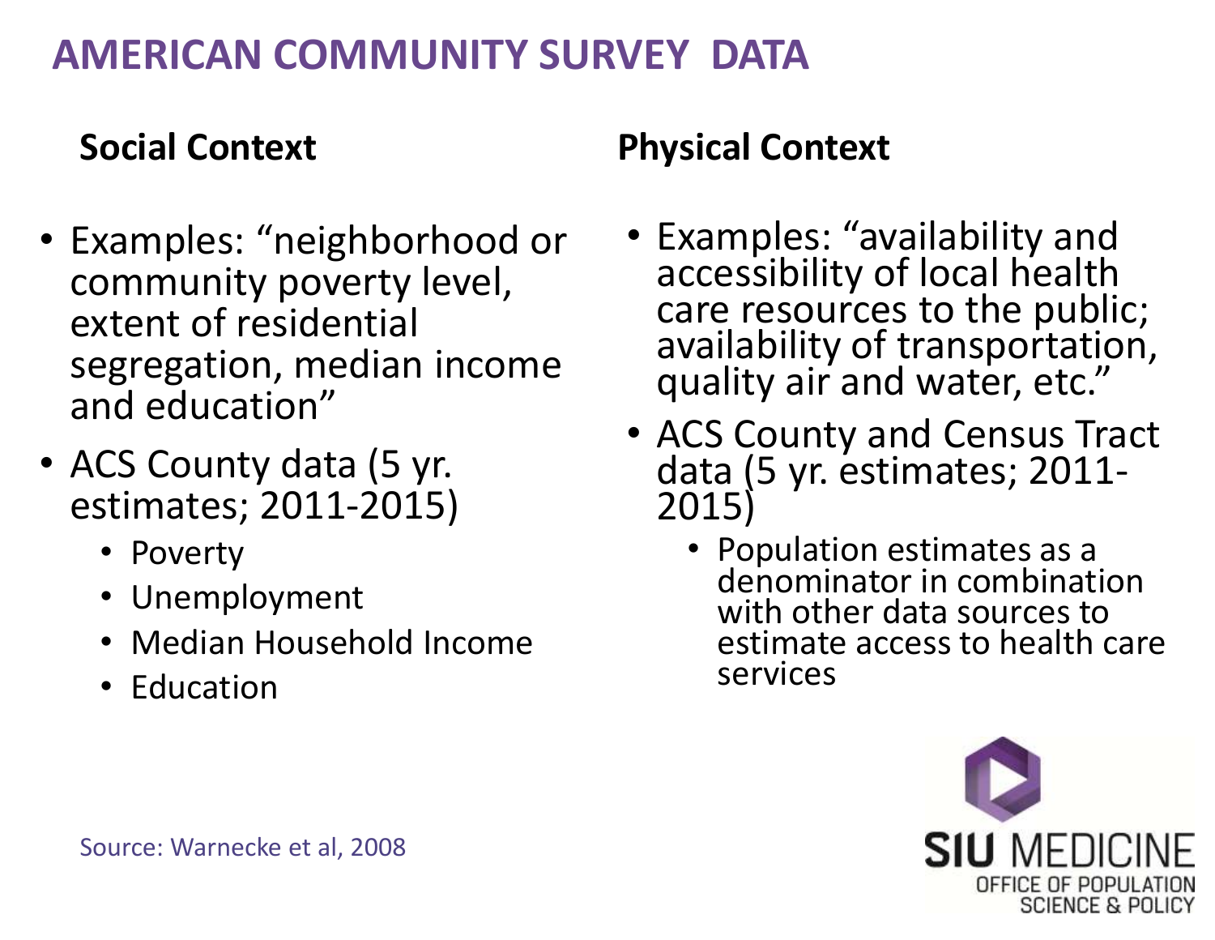# AMERICAN COMMUNITY SURVEY DATA

## Social Context

- Examples: "neighborhood or community poverty level, extent of residential segregation, median income and education"
- ACS County data (5 yr. estimates; 2011-2015)
  - Poverty
  - Unemployment
  - Median Household Income
  - Education

## Physical Context

- Examples: "availability and accessibility of local health care resources to the public; availability of transportation, quality air and water, etc."
- ACS County and Census Tract data (5 yr. estimates; 2011-2015)
  - Population estimates as a denominator in combination with other data sources to estimate access to health care services

Source: Warnecke et al, 2008

SIU MEDICINE
OFFICE OF POPULATION SCIENCE & POLICY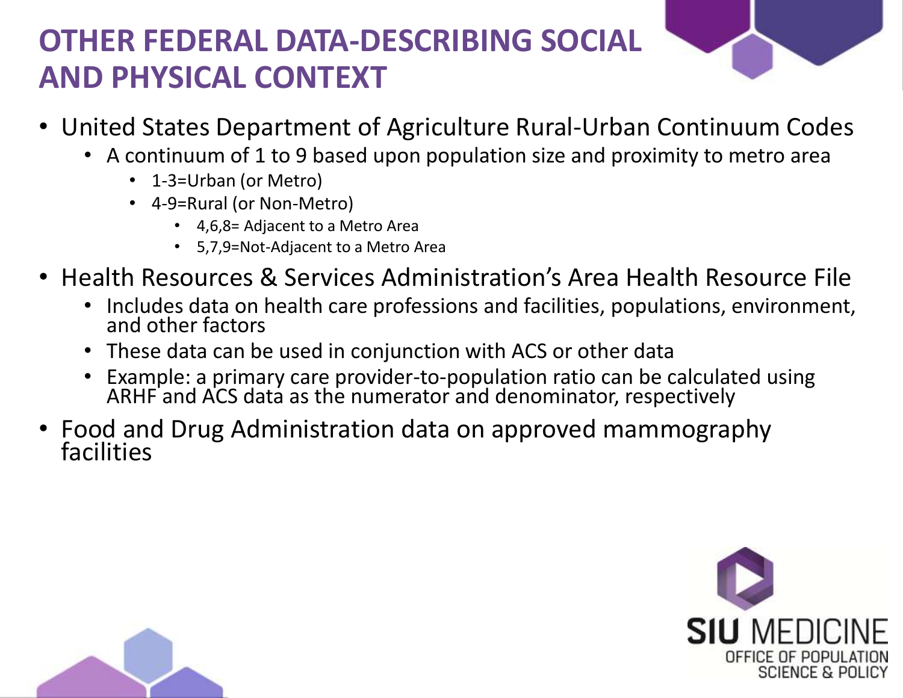# OTHER FEDERAL DATA-DESCRIBING SOCIAL AND PHYSICAL CONTEXT

- United States Department of Agriculture Rural-Urban Continuum Codes
  - A continuum of 1 to 9 based upon population size and proximity to metro area
    - 1-3=Urban (or Metro)
    - 4-9=Rural (or Non-Metro)
      - 4,6,8= Adjacent to a Metro Area
      - 5,7,9=Not-Adjacent to a Metro Area
- Health Resources & Services Administration's Area Health Resource File
  - Includes data on health care professions and facilities, populations, environment, and other factors
  - These data can be used in conjunction with ACS or other data
  - Example: a primary care provider-to-population ratio can be calculated using ARHF and ACS data as the numerator and denominator, respectively
- Food and Drug Administration data on approved mammography facilities

SIU MEDICINE
OFFICE OF POPULATION SCIENCE & POLICY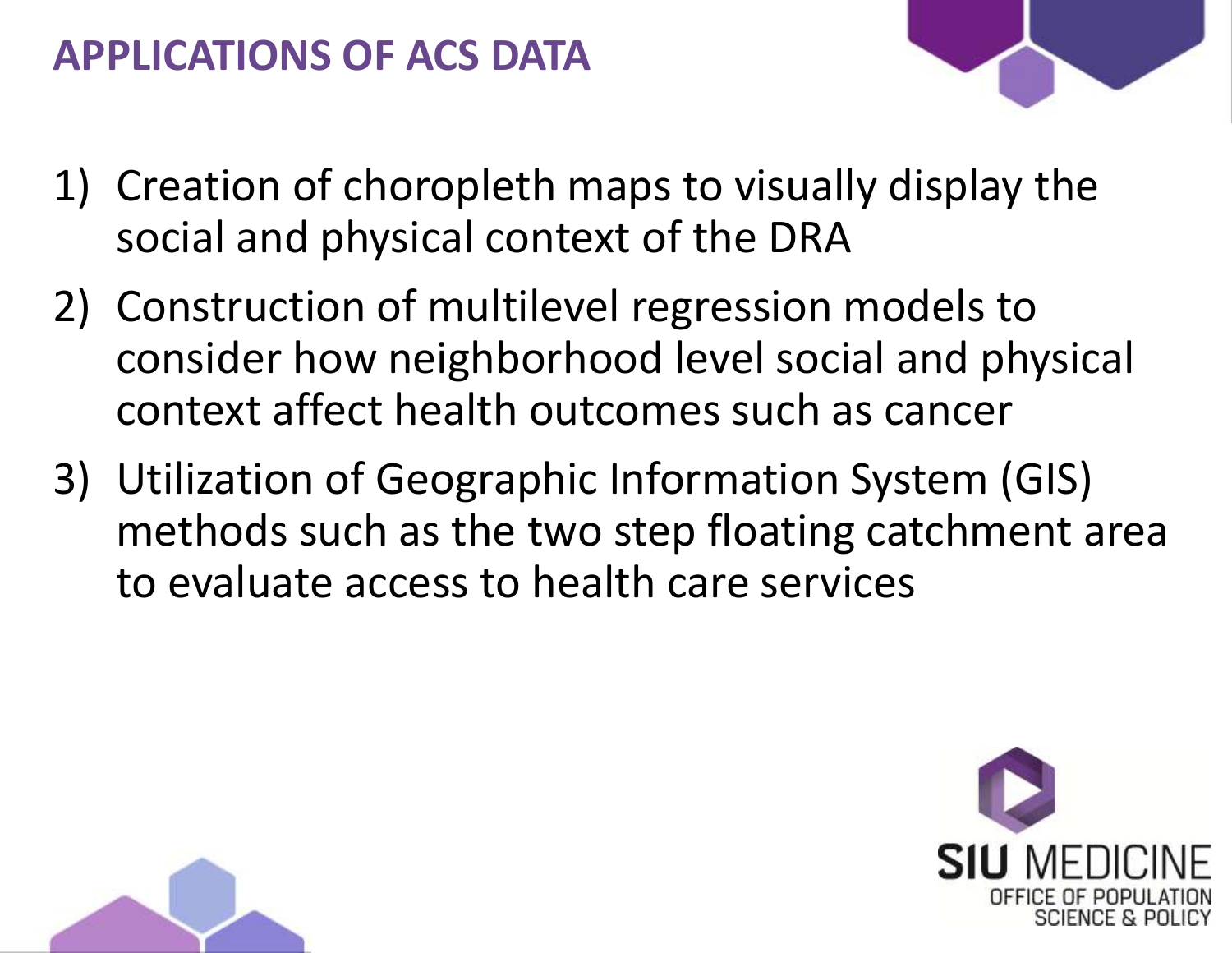# APPLICATIONS OF ACS DATA

1) Creation of choropleth maps to visually display the social and physical context of the DRA
2) Construction of multilevel regression models to consider how neighborhood level social and physical context affect health outcomes such as cancer
3) Utilization of Geographic Information System (GIS) methods such as the two step floating catchment area to evaluate access to health care services

SIU MEDICINE
OFFICE OF POPULATION SCIENCE & POLICY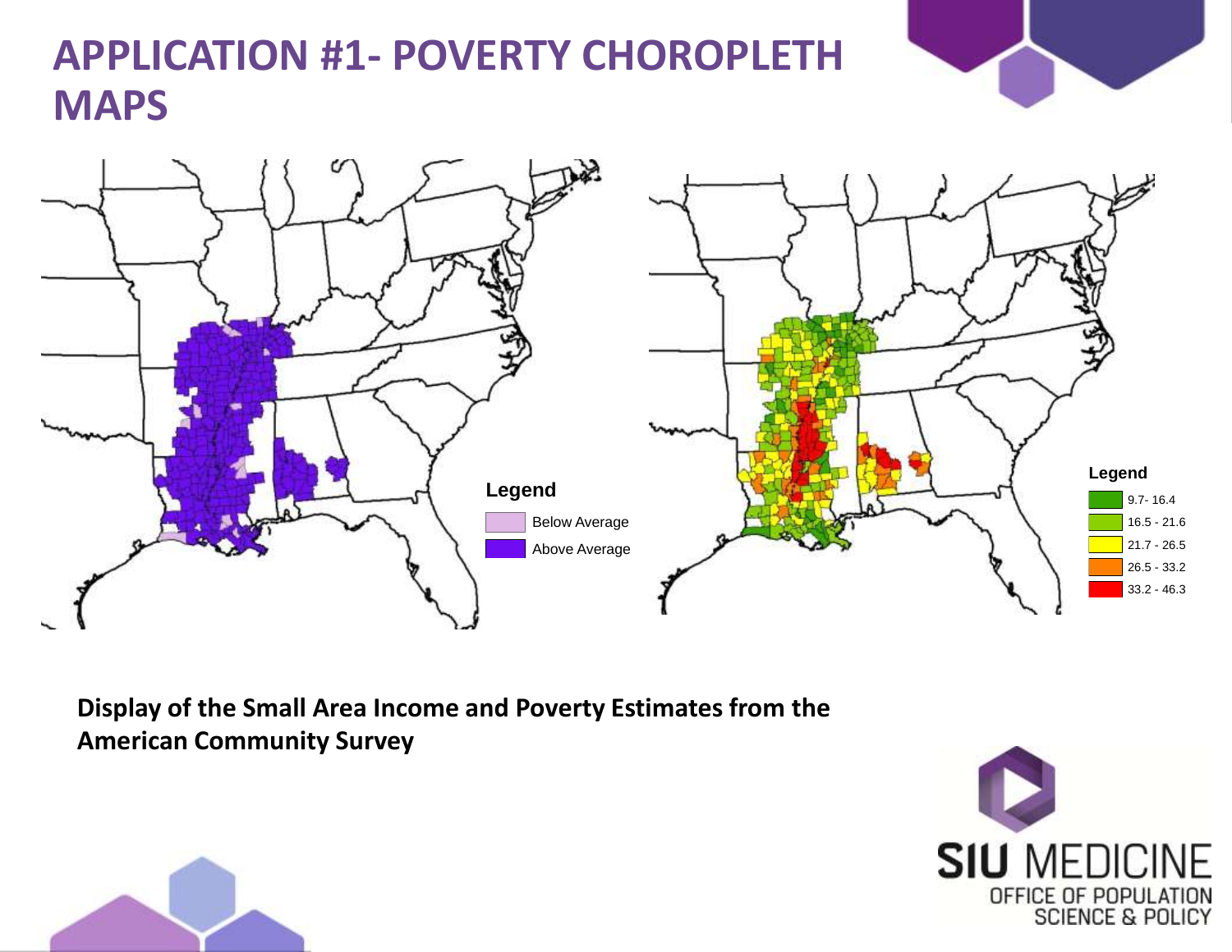# APPLICATION #1- POVERTY CHOROPLETH MAPS

**Legend**

- Below Average
- Above Average

**Legend**

- 9.7- 16.4
- 16.5 - 21.6
- 21.7 - 26.5
- 26.5 - 33.2
- 33.2 - 46.3

**Display of the Small Area Income and Poverty Estimates from the American Community Survey**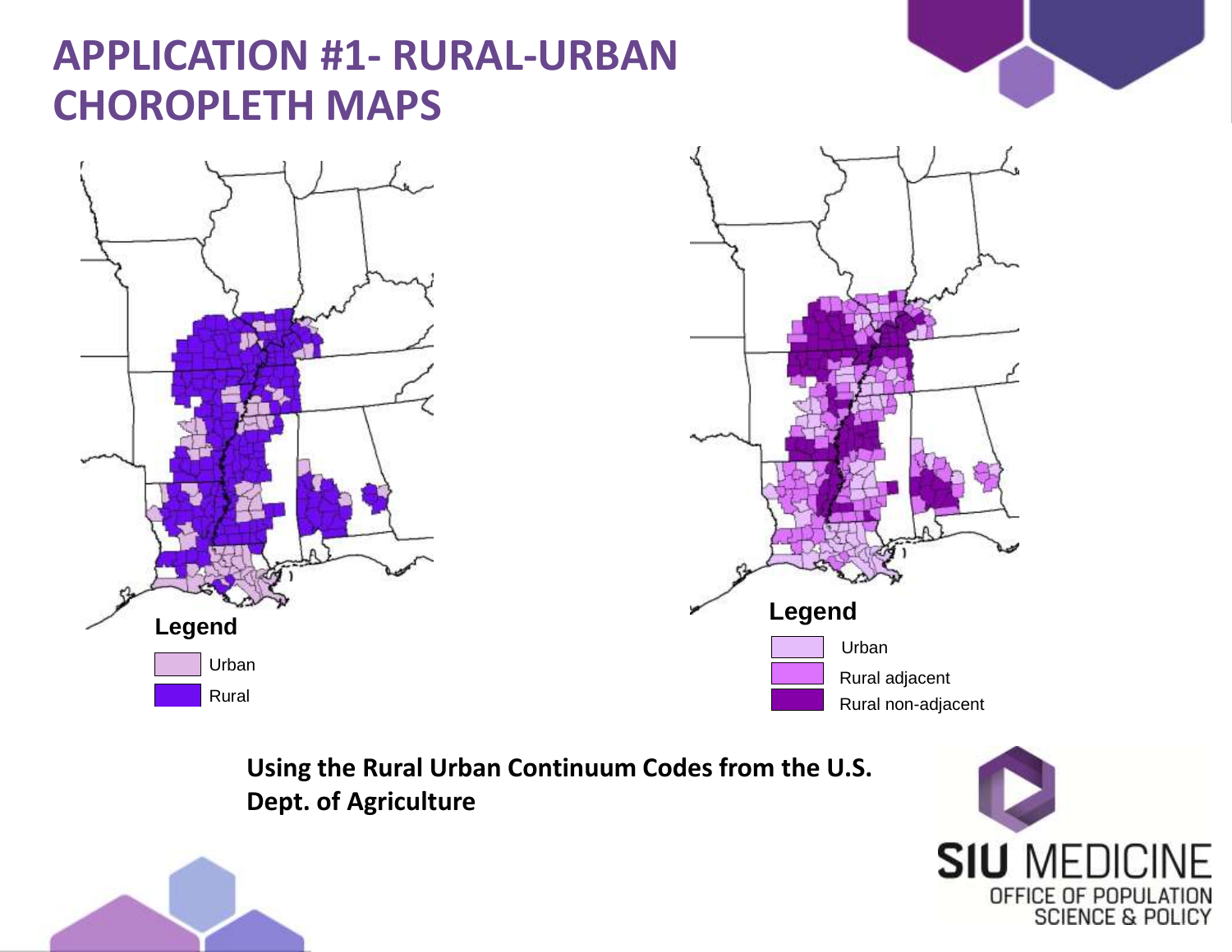# APPLICATION #1- RURAL-URBAN CHOROPLETH MAPS

**Legend**

- Urban
- Rural

**Legend**

- Urban
- Rural adjacent
- Rural non-adjacent

**Using the Rural Urban Continuum Codes from the U.S. Dept. of Agriculture**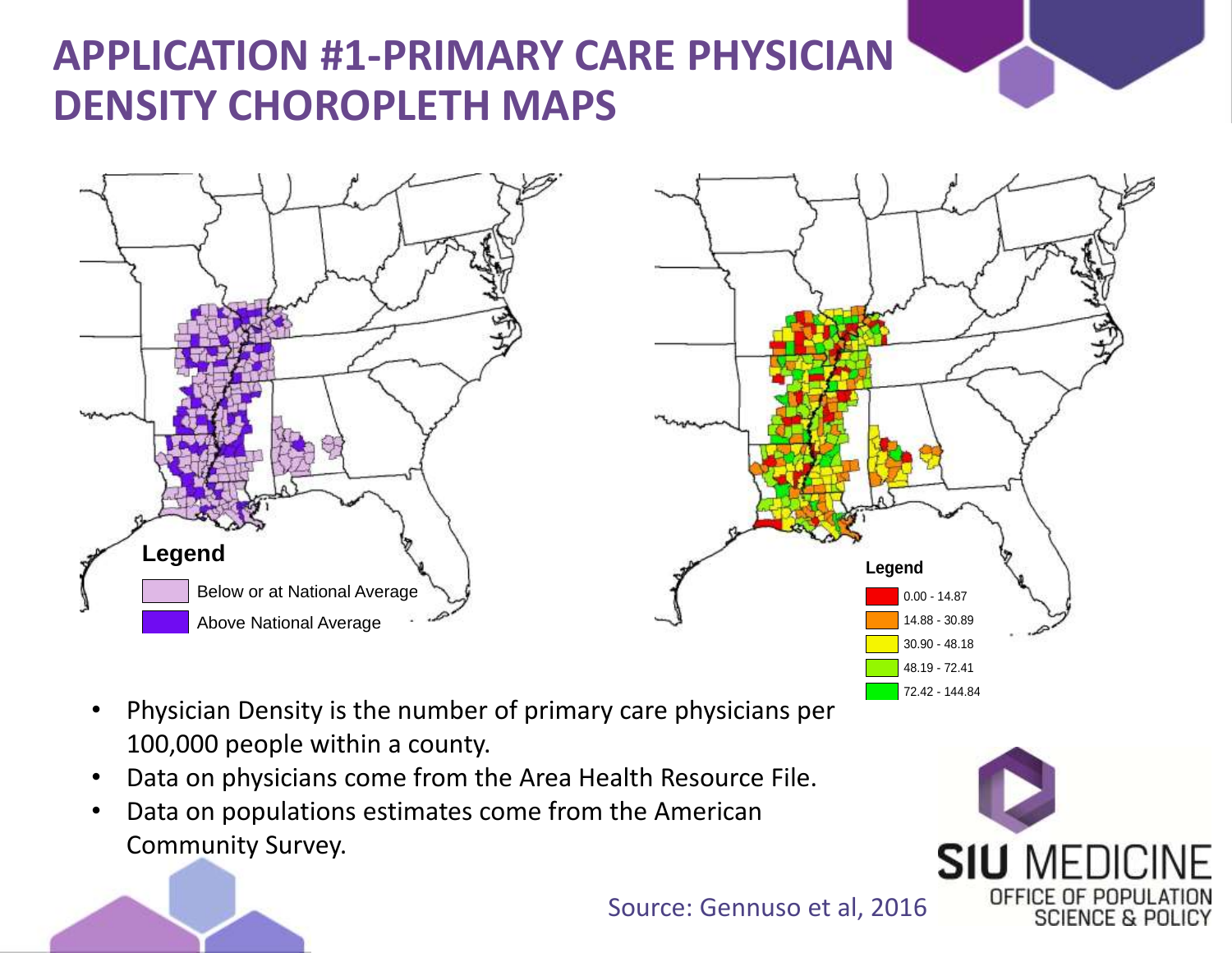# APPLICATION #1-PRIMARY CARE PHYSICIAN DENSITY CHOROPLETH MAPS

**Legend**

- Below or at National Average
- Above National Average

**Legend**

- 0.00 - 14.87
- 14.88 - 30.89
- 30.90 - 48.18
- 48.19 - 72.41
- 72.42 - 144.84

- Physician Density is the number of primary care physicians per 100,000 people within a county.
- Data on physicians come from the Area Health Resource File.
- Data on populations estimates come from the American Community Survey.

Source: Gennuso et al, 2016

SIU MEDICINE OFFICE OF POPULATION SCIENCE & POLICY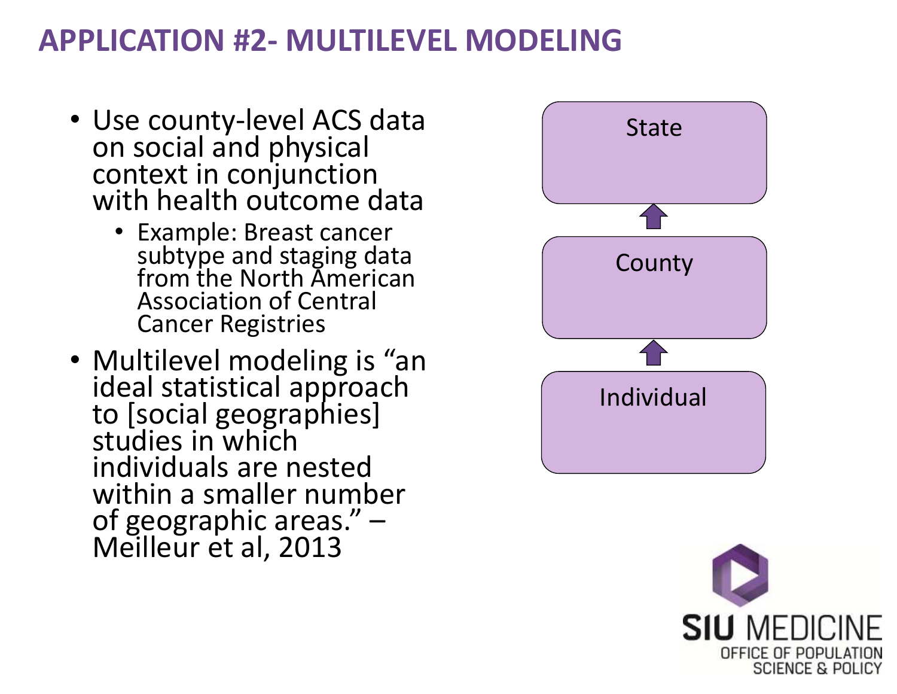# APPLICATION #2- MULTILEVEL MODELING

- Use county-level ACS data on social and physical context in conjunction with health outcome data
  - Example: Breast cancer subtype and staging data from the North American Association of Central Cancer Registries
- Multilevel modeling is "an ideal statistical approach to [social geographies] studies in which individuals are nested within a smaller number of geographic areas." – Meilleur et al, 2013

State

County

Individual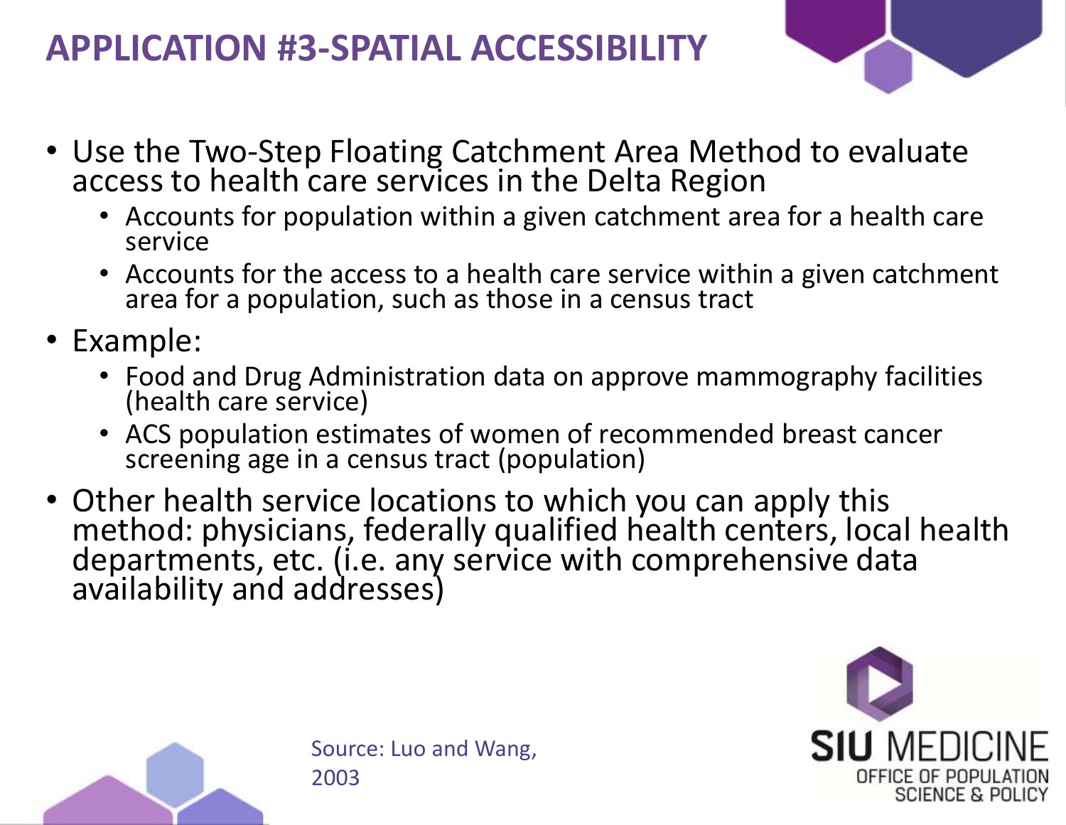# APPLICATION #3-SPATIAL ACCESSIBILITY

- Use the Two-Step Floating Catchment Area Method to evaluate access to health care services in the Delta Region
  - Accounts for population within a given catchment area for a health care service
  - Accounts for the access to a health care service within a given catchment area for a population, such as those in a census tract
- Example:
  - Food and Drug Administration data on approve mammography facilities (health care service)
  - ACS population estimates of women of recommended breast cancer screening age in a census tract (population)
- Other health service locations to which you can apply this method: physicians, federally qualified health centers, local health departments, etc. (i.e. any service with comprehensive data availability and addresses)

Source: Luo and Wang, 2003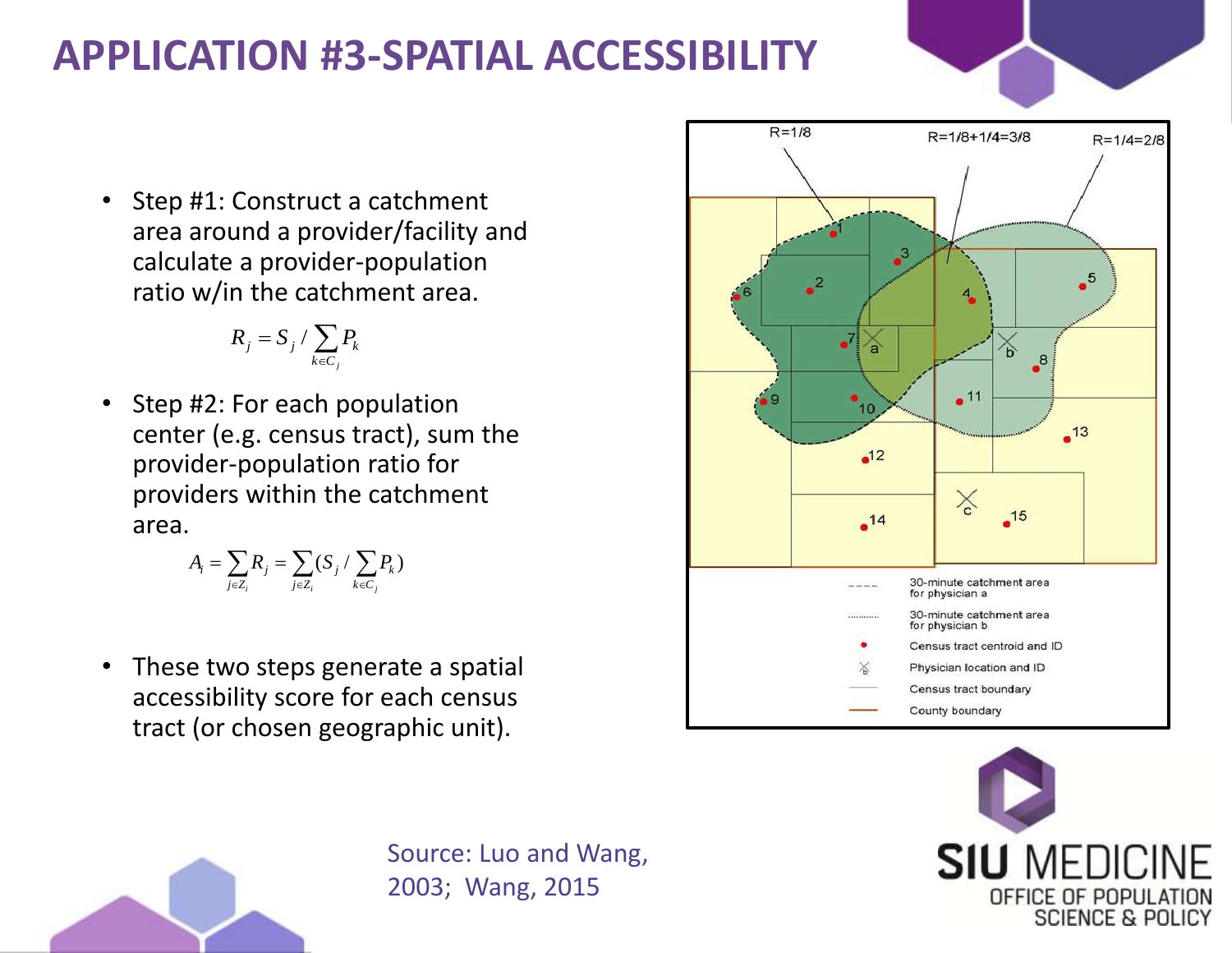# APPLICATION #3-SPATIAL ACCESSIBILITY

- Step #1: Construct a catchment area around a provider/facility and calculate a provider-population ratio w/in the catchment area.

$$R_j = S_j / \sum_{k \in C_j} P_k$$

- Step #2: For each population center (e.g. census tract), sum the provider-population ratio for providers within the catchment area.

$$A_i = \sum_{j \in Z_i} R_j = \sum_{j \in Z_i} (S_j / \sum_{k \in C_j} P_k)$$

- These two steps generate a spatial accessibility score for each census tract (or chosen geographic unit).

Source: Luo and Wang, 2003; Wang, 2015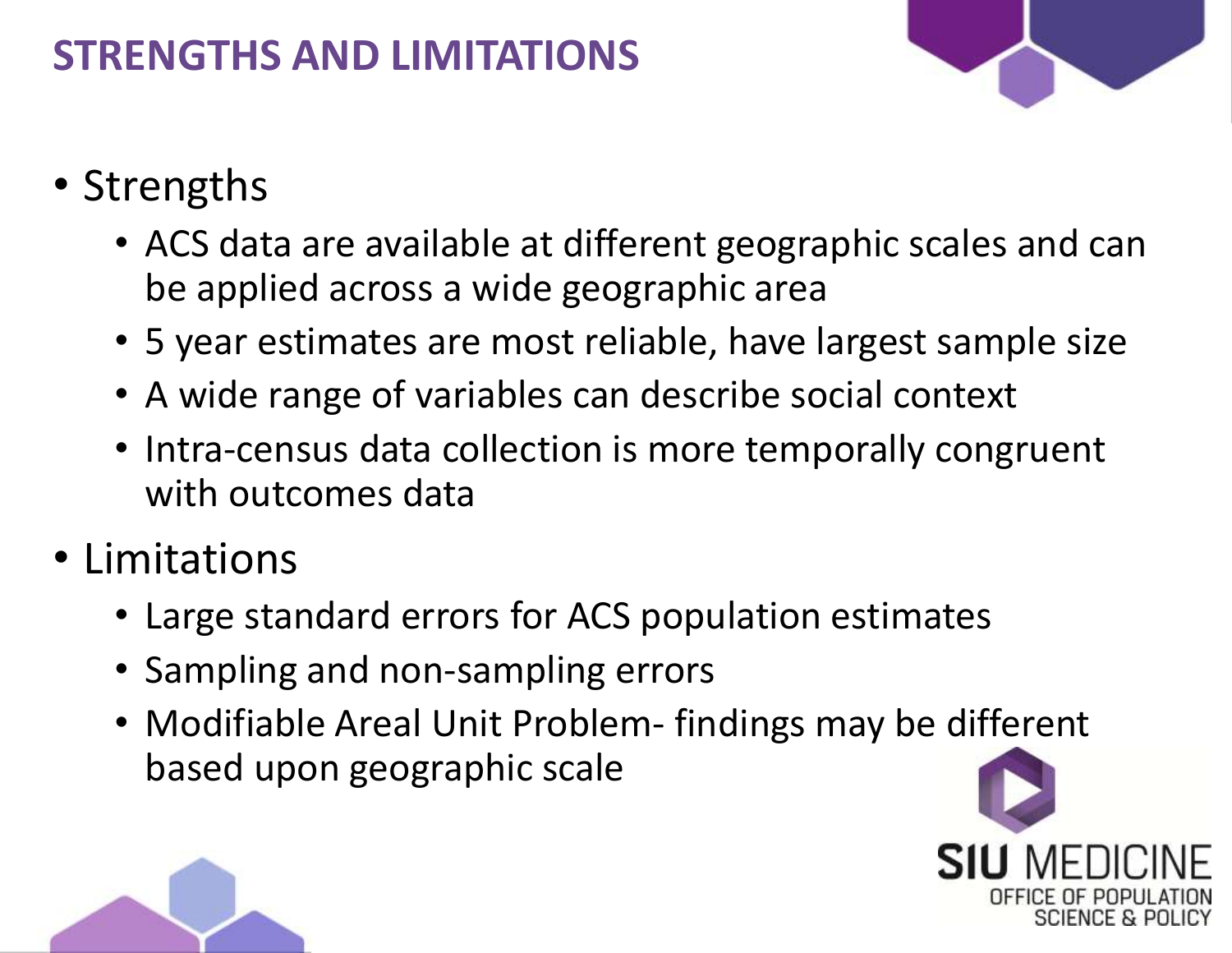# STRENGTHS AND LIMITATIONS

- Strengths
  - ACS data are available at different geographic scales and can be applied across a wide geographic area
  - 5 year estimates are most reliable, have largest sample size
  - A wide range of variables can describe social context
  - Intra-census data collection is more temporally congruent with outcomes data
- Limitations
  - Large standard errors for ACS population estimates
  - Sampling and non-sampling errors
  - Modifiable Areal Unit Problem- findings may be different based upon geographic scale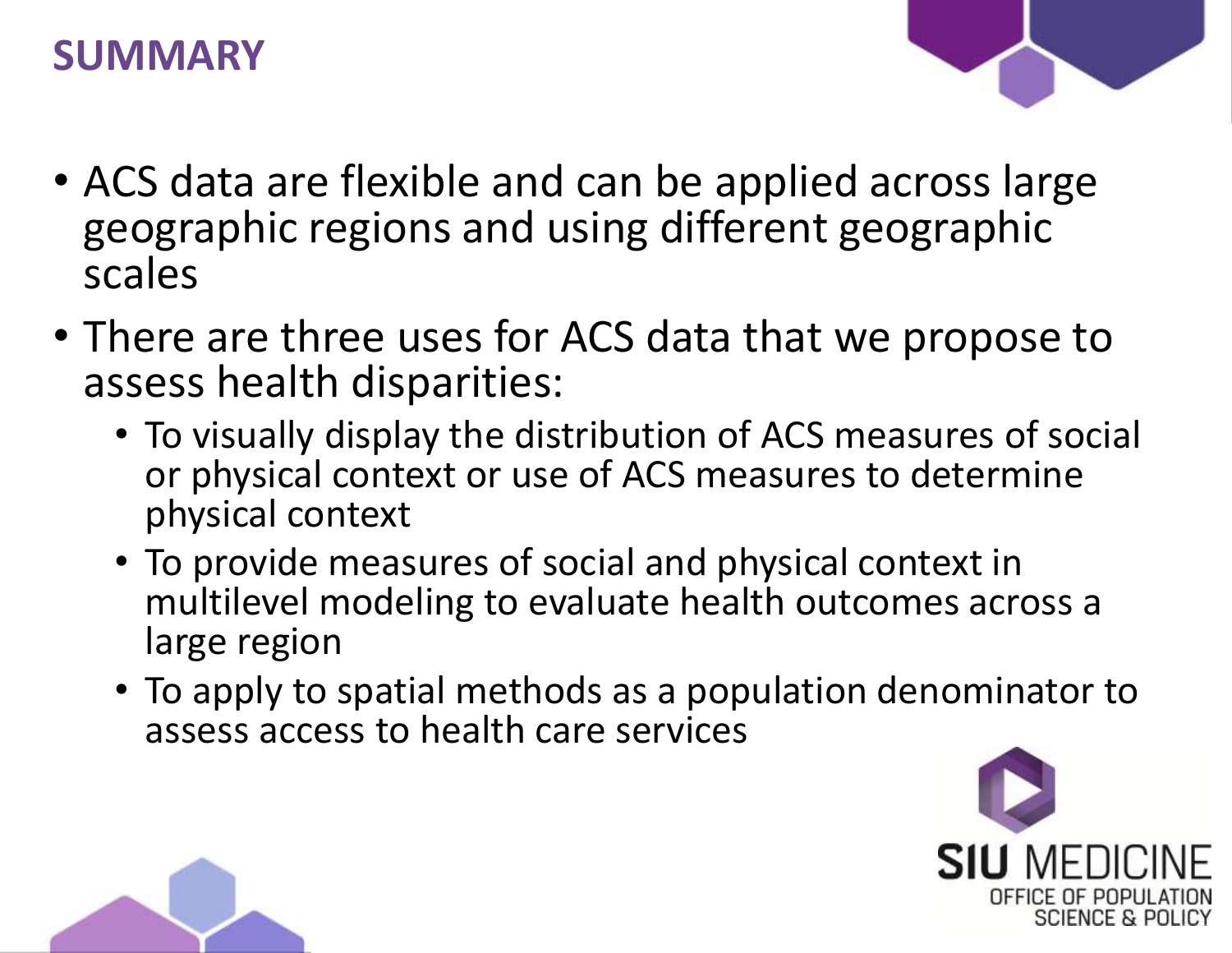# SUMMARY

- ACS data are flexible and can be applied across large geographic regions and using different geographic scales
- There are three uses for ACS data that we propose to assess health disparities:
  - To visually display the distribution of ACS measures of social or physical context or use of ACS measures to determine physical context
  - To provide measures of social and physical context in multilevel modeling to evaluate health outcomes across a large region
  - To apply to spatial methods as a population denominator to assess access to health care services

SIU MEDICINE
OFFICE OF POPULATION SCIENCE & POLICY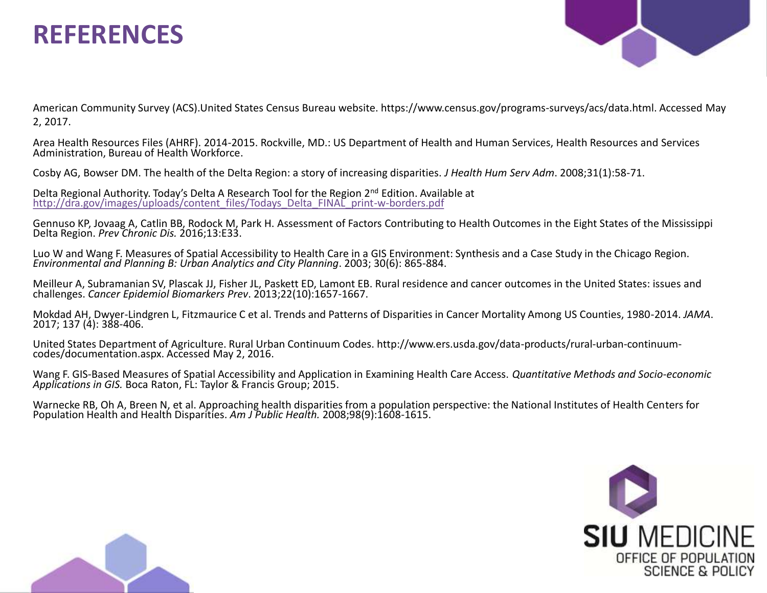# REFERENCES

American Community Survey (ACS).United States Census Bureau website. https://www.census.gov/programs-surveys/acs/data.html. Accessed May 2, 2017.

Area Health Resources Files (AHRF). 2014-2015. Rockville, MD.: US Department of Health and Human Services, Health Resources and Services Administration, Bureau of Health Workforce.

Cosby AG, Bowser DM. The health of the Delta Region: a story of increasing disparities. *J Health Hum Serv Adm*. 2008;31(1):58-71.

Delta Regional Authority. Today's Delta A Research Tool for the Region 2nd Edition. Available at http://dra.gov/images/uploads/content_files/Todays_Delta_FINAL_print-w-borders.pdf

Gennuso KP, Jovaag A, Catlin BB, Rodock M, Park H. Assessment of Factors Contributing to Health Outcomes in the Eight States of the Mississippi Delta Region. *Prev Chronic Dis.* 2016;13:E33.

Luo W and Wang F. Measures of Spatial Accessibility to Health Care in a GIS Environment: Synthesis and a Case Study in the Chicago Region. *Environmental and Planning B: Urban Analytics and City Planning*. 2003; 30(6): 865-884.

Meilleur A, Subramanian SV, Plascak JJ, Fisher JL, Paskett ED, Lamont EB. Rural residence and cancer outcomes in the United States: issues and challenges. *Cancer Epidemiol Biomarkers Prev*. 2013;22(10):1657-1667.

Mokdad AH, Dwyer-Lindgren L, Fitzmaurice C et al. Trends and Patterns of Disparities in Cancer Mortality Among US Counties, 1980-2014. *JAMA*. 2017; 137 (4): 388-406.

United States Department of Agriculture. Rural Urban Continuum Codes. http://www.ers.usda.gov/data-products/rural-urban-continuum-codes/documentation.aspx. Accessed May 2, 2016.

Wang F. GIS-Based Measures of Spatial Accessibility and Application in Examining Health Care Access. *Quantitative Methods and Socio-economic Applications in GIS.* Boca Raton, FL: Taylor & Francis Group; 2015.

Warnecke RB, Oh A, Breen N, et al. Approaching health disparities from a population perspective: the National Institutes of Health Centers for Population Health and Health Disparities. *Am J Public Health.* 2008;98(9):1608-1615.

SIU MEDICINE
OFFICE OF POPULATION SCIENCE & POLICY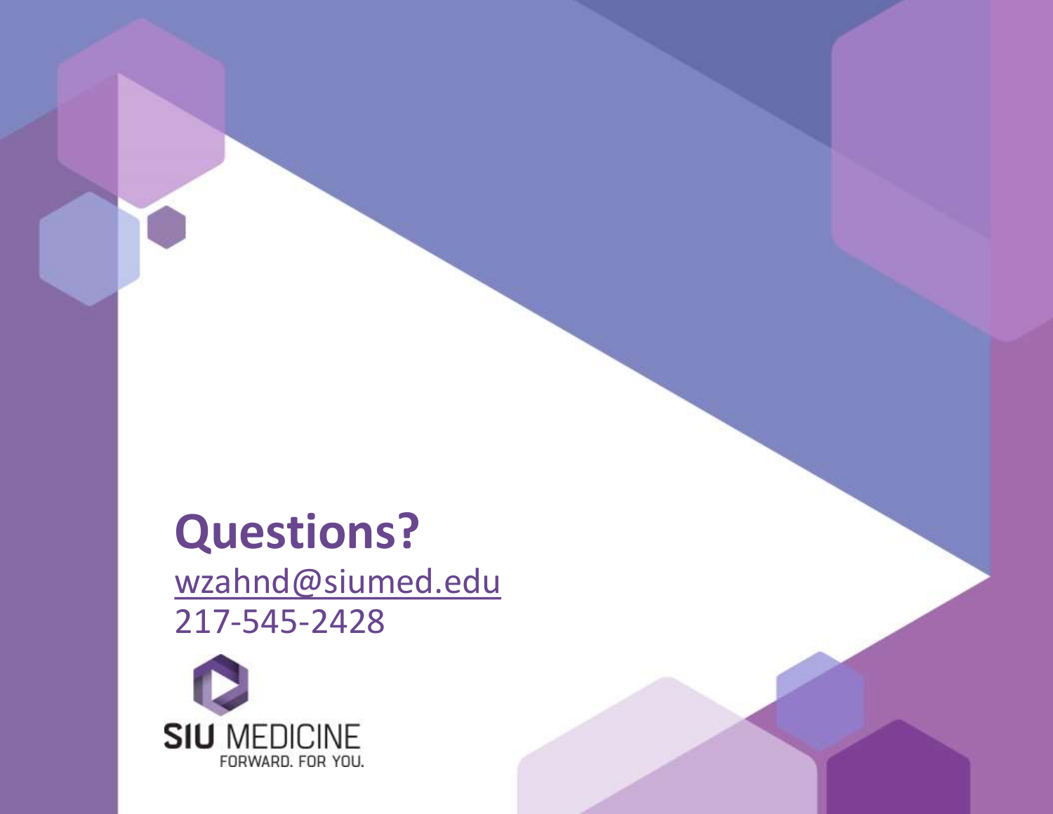# Questions?

wzahnd@siumed.edu

217-545-2428

SIU MEDICINE

FORWARD. FOR YOU.